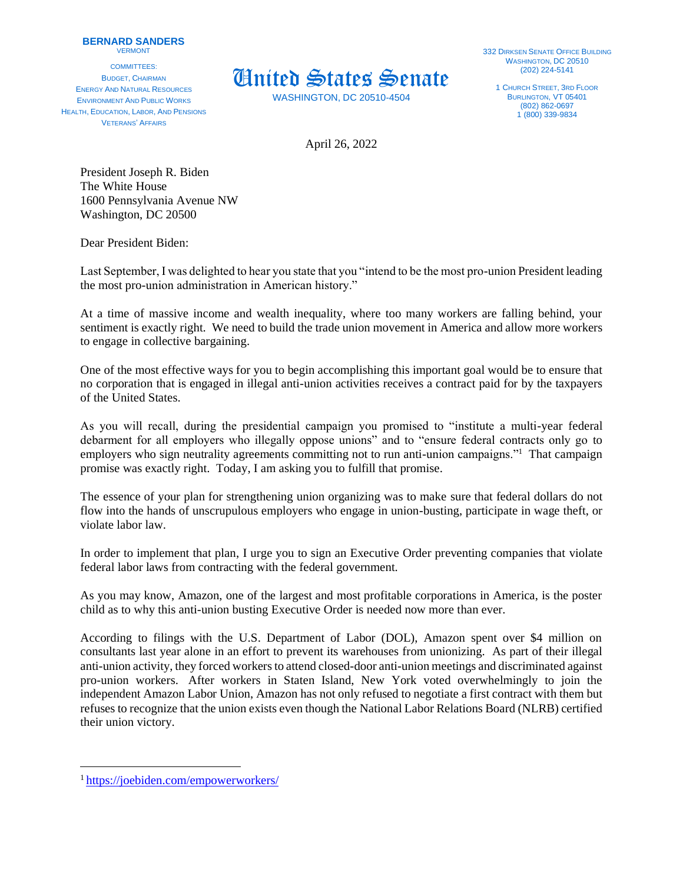**BERNARD SANDERS**
VERMONT

COMMITTEES:
BUDGET, CHAIRMAN
ENERGY AND NATURAL RESOURCES
ENVIRONMENT AND PUBLIC WORKS
HEALTH, EDUCATION, LABOR, AND PENSIONS
VETERANS' AFFAIRS

# United States Senate

WASHINGTON, DC 20510-4504

332 DIRKSEN SENATE OFFICE BUILDING
WASHINGTON, DC 20510
(202) 224-5141

1 CHURCH STREET, 3RD FLOOR
BURLINGTON, VT 05401
(802) 862-0697
1 (800) 339-9834

April 26, 2022

President Joseph R. Biden
The White House
1600 Pennsylvania Avenue NW
Washington, DC 20500

Dear President Biden:

Last September, I was delighted to hear you state that you "intend to be the most pro-union President leading the most pro-union administration in American history."

At a time of massive income and wealth inequality, where too many workers are falling behind, your sentiment is exactly right. We need to build the trade union movement in America and allow more workers to engage in collective bargaining.

One of the most effective ways for you to begin accomplishing this important goal would be to ensure that no corporation that is engaged in illegal anti-union activities receives a contract paid for by the taxpayers of the United States.

As you will recall, during the presidential campaign you promised to "institute a multi-year federal debarment for all employers who illegally oppose unions" and to "ensure federal contracts only go to employers who sign neutrality agreements committing not to run anti-union campaigns."[1] That campaign promise was exactly right. Today, I am asking you to fulfill that promise.

The essence of your plan for strengthening union organizing was to make sure that federal dollars do not flow into the hands of unscrupulous employers who engage in union-busting, participate in wage theft, or violate labor law.

In order to implement that plan, I urge you to sign an Executive Order preventing companies that violate federal labor laws from contracting with the federal government.

As you may know, Amazon, one of the largest and most profitable corporations in America, is the poster child as to why this anti-union busting Executive Order is needed now more than ever.

According to filings with the U.S. Department of Labor (DOL), Amazon spent over $4 million on consultants last year alone in an effort to prevent its warehouses from unionizing. As part of their illegal anti-union activity, they forced workers to attend closed-door anti-union meetings and discriminated against pro-union workers. After workers in Staten Island, New York voted overwhelmingly to join the independent Amazon Labor Union, Amazon has not only refused to negotiate a first contract with them but refuses to recognize that the union exists even though the National Labor Relations Board (NLRB) certified their union victory.

---

[1] https://joebiden.com/empowerworkers/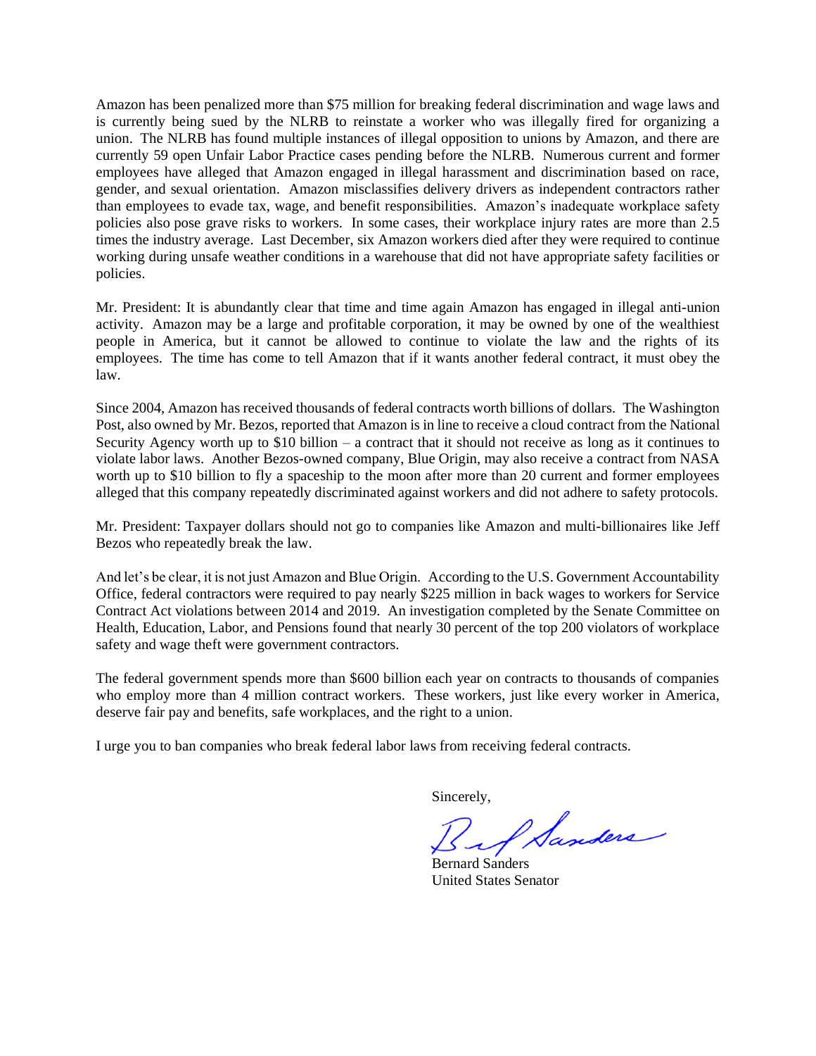Amazon has been penalized more than $75 million for breaking federal discrimination and wage laws and is currently being sued by the NLRB to reinstate a worker who was illegally fired for organizing a union. The NLRB has found multiple instances of illegal opposition to unions by Amazon, and there are currently 59 open Unfair Labor Practice cases pending before the NLRB. Numerous current and former employees have alleged that Amazon engaged in illegal harassment and discrimination based on race, gender, and sexual orientation. Amazon misclassifies delivery drivers as independent contractors rather than employees to evade tax, wage, and benefit responsibilities. Amazon's inadequate workplace safety policies also pose grave risks to workers. In some cases, their workplace injury rates are more than 2.5 times the industry average. Last December, six Amazon workers died after they were required to continue working during unsafe weather conditions in a warehouse that did not have appropriate safety facilities or policies.

Mr. President: It is abundantly clear that time and time again Amazon has engaged in illegal anti-union activity. Amazon may be a large and profitable corporation, it may be owned by one of the wealthiest people in America, but it cannot be allowed to continue to violate the law and the rights of its employees. The time has come to tell Amazon that if it wants another federal contract, it must obey the law.

Since 2004, Amazon has received thousands of federal contracts worth billions of dollars. The Washington Post, also owned by Mr. Bezos, reported that Amazon is in line to receive a cloud contract from the National Security Agency worth up to $10 billion – a contract that it should not receive as long as it continues to violate labor laws. Another Bezos-owned company, Blue Origin, may also receive a contract from NASA worth up to $10 billion to fly a spaceship to the moon after more than 20 current and former employees alleged that this company repeatedly discriminated against workers and did not adhere to safety protocols.

Mr. President: Taxpayer dollars should not go to companies like Amazon and multi-billionaires like Jeff Bezos who repeatedly break the law.

And let's be clear, it is not just Amazon and Blue Origin. According to the U.S. Government Accountability Office, federal contractors were required to pay nearly $225 million in back wages to workers for Service Contract Act violations between 2014 and 2019. An investigation completed by the Senate Committee on Health, Education, Labor, and Pensions found that nearly 30 percent of the top 200 violators of workplace safety and wage theft were government contractors.

The federal government spends more than $600 billion each year on contracts to thousands of companies who employ more than 4 million contract workers. These workers, just like every worker in America, deserve fair pay and benefits, safe workplaces, and the right to a union.

I urge you to ban companies who break federal labor laws from receiving federal contracts.

Sincerely,

Bernard Sanders
United States Senator